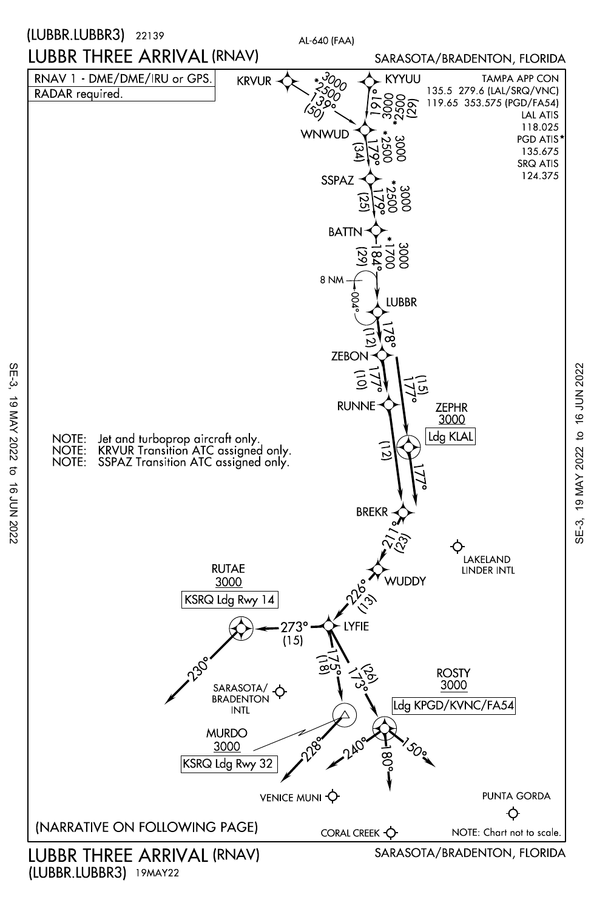(LUBBR.LUBBR3) 22139

AL-640 (FAA)

# LUBBR THREE ARRIVAL (RNAV)

SARASOTA/BRADENTON, FLORIDA

RNAV 1 - DME/DME/IRU or GPS.
RADAR required.

TAMPA APP CON
135.5 279.6 (LAL/SRQ/VNC)
119.65 353.575 (PGD/FA54)
LAL ATIS
118.025
PGD ATIS*
135.675
SRQ ATIS
124.375

KRVUR 3000 *2500 139° (50)
KYYUU 161° 3000 *2500 (29)
WNWUD 179° (34) 3000 *2500
SSPAZ 179° (25) 3000 *2500
BATTN 184° (29) 3000 *1700
8 NM 004°
LUBBR 178° (12)
ZEBON 177° (10) 177° (15)
RUNNE (12)
ZEPHR 3000 Ldg KLAL 177°
BREKR 211° (23)
WUDDY 226° (13)
LYFIE 273° (15) 175° (18) 173° (26)
RUTAE 3000 KSRQ Ldg Rwy 14 230°
MURDO 3000 KSRQ Ldg Rwy 32 228°
ROSTY 3000 Ldg KPGD/KVNC/FA54 240° 180° 150°

LAKELAND LINDER INTL
SARASOTA/BRADENTON INTL
VENICE MUNI
CORAL CREEK
PUNTA GORDA

NOTE: Jet and turboprop aircraft only.
NOTE: KRVUR Transition ATC assigned only.
NOTE: SSPAZ Transition ATC assigned only.

(NARRATIVE ON FOLLOWING PAGE)

NOTE: Chart not to scale.

# LUBBR THREE ARRIVAL (RNAV)

(LUBBR.LUBBR3) 19MAY22

SARASOTA/BRADENTON, FLORIDA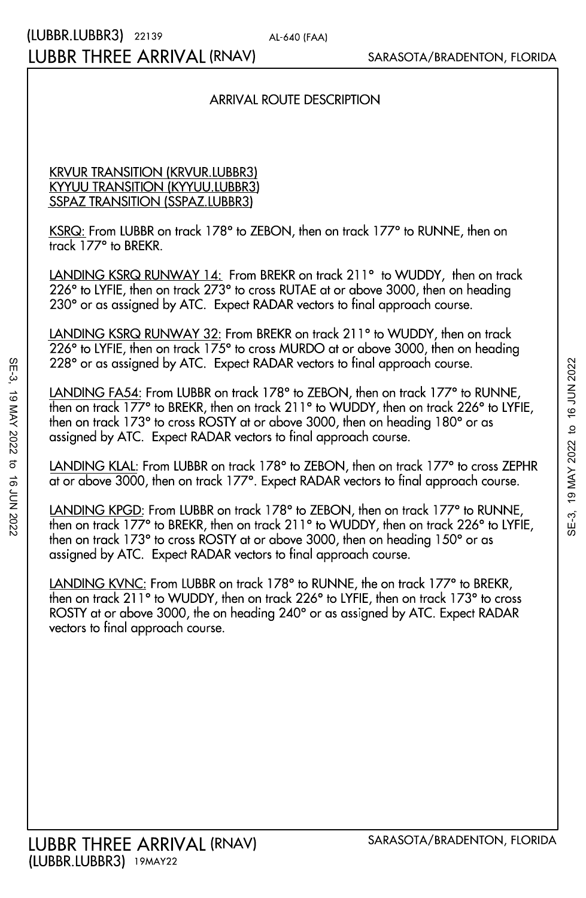# LUBBR THREE ARRIVAL (RNAV)

(LUBBR.LUBBR3) 22139

AL-640 (FAA)

SARASOTA/BRADENTON, FLORIDA

## ARRIVAL ROUTE DESCRIPTION

KRVUR TRANSITION (KRVUR.LUBBR3)
KYYUU TRANSITION (KYYUU.LUBBR3)
SSPAZ TRANSITION (SSPAZ.LUBBR3)

KSRQ: From LUBBR on track 178° to ZEBON, then on track 177° to RUNNE, then on track 177° to BREKR.

LANDING KSRQ RUNWAY 14: From BREKR on track 211° to WUDDY, then on track 226° to LYFIE, then on track 273° to cross RUTAE at or above 3000, then on heading 230° or as assigned by ATC. Expect RADAR vectors to final approach course.

LANDING KSRQ RUNWAY 32: From BREKR on track 211° to WUDDY, then on track 226° to LYFIE, then on track 175° to cross MURDO at or above 3000, then on heading 228° or as assigned by ATC. Expect RADAR vectors to final approach course.

LANDING FA54: From LUBBR on track 178° to ZEBON, then on track 177° to RUNNE, then on track 177° to BREKR, then on track 211° to WUDDY, then on track 226° to LYFIE, then on track 173° to cross ROSTY at or above 3000, then on heading 180° or as assigned by ATC. Expect RADAR vectors to final approach course.

LANDING KLAL: From LUBBR on track 178° to ZEBON, then on track 177° to cross ZEPHR at or above 3000, then on track 177°. Expect RADAR vectors to final approach course.

LANDING KPGD: From LUBBR on track 178° to ZEBON, then on track 177° to RUNNE, then on track 177° to BREKR, then on track 211° to WUDDY, then on track 226° to LYFIE, then on track 173° to cross ROSTY at or above 3000, then on heading 150° or as assigned by ATC. Expect RADAR vectors to final approach course.

LANDING KVNC: From LUBBR on track 178° to RUNNE, the on track 177° to BREKR, then on track 211° to WUDDY, then on track 226° to LYFIE, then on track 173° to cross ROSTY at or above 3000, the on heading 240° or as assigned by ATC. Expect RADAR vectors to final approach course.